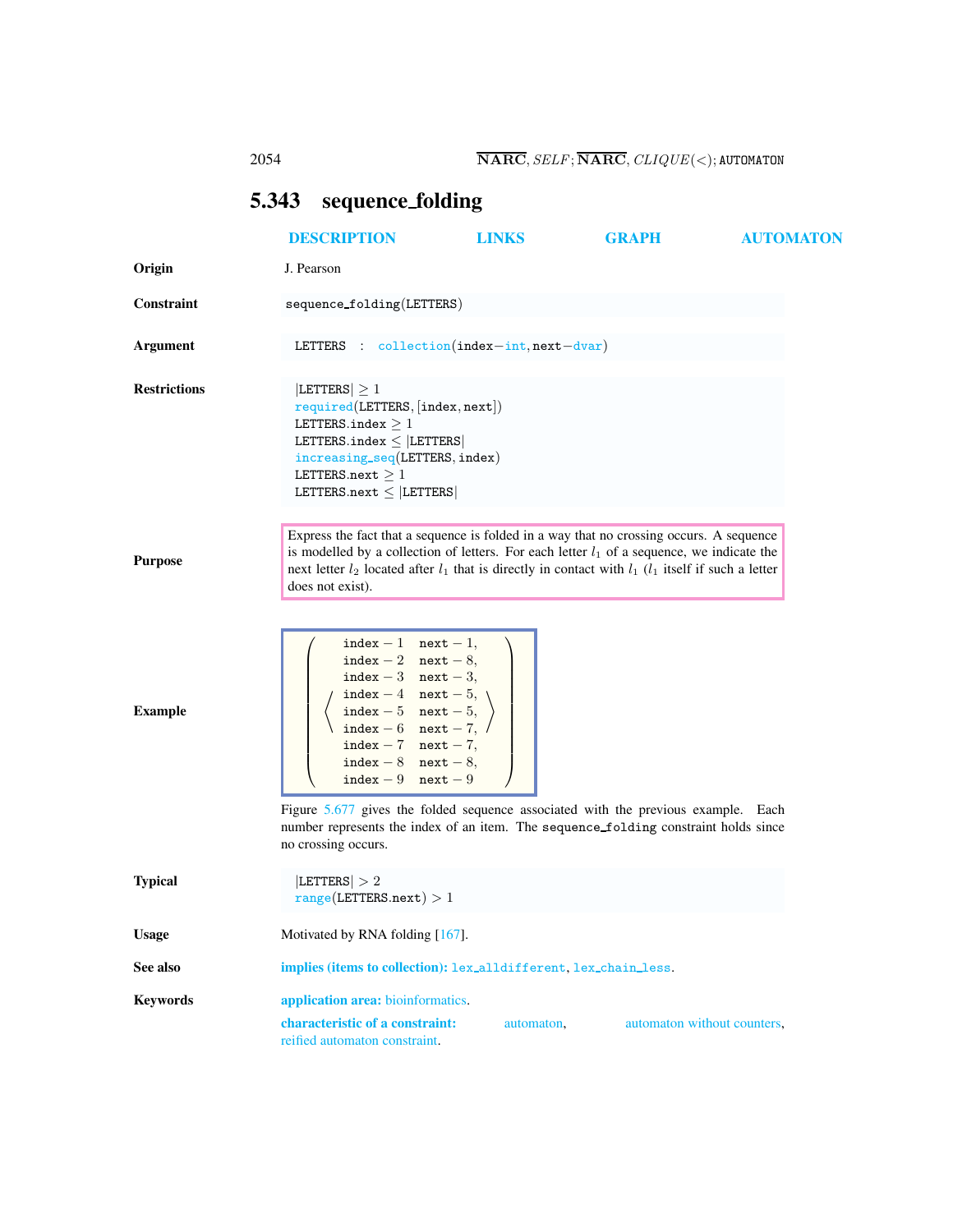## 5.343 sequence_folding

DESCRIPTION LINKS GRAPH AUTOMATON

**Origin** J. Pearson

**Constraint** sequence_folding(LETTERS)

**Argument** LETTERS : collection(index−int, next−dvar)

**Restrictions**

|LETTERS| ≥ 1
required(LETTERS, [index, next])
LETTERS.index ≥ 1
LETTERS.index ≤ |LETTERS|
increasing_seq(LETTERS, index)
LETTERS.next ≥ 1
LETTERS.next ≤ |LETTERS|

**Purpose**

Express the fact that a sequence is folded in a way that no crossing occurs. A sequence is modelled by a collection of letters. For each letter $l_1$ of a sequence, we indicate the next letter $l_2$ located after $l_1$ that is directly in contact with $l_1$ ($l_1$ itself if such a letter does not exist).

**Example**

$$\left(\left\langle\begin{array}{ll} \text{index}-1 & \text{next}-1, \\ \text{index}-2 & \text{next}-8, \\ \text{index}-3 & \text{next}-3, \\ \text{index}-4 & \text{next}-5, \\ \text{index}-5 & \text{next}-5, \\ \text{index}-6 & \text{next}-7, \\ \text{index}-7 & \text{next}-7, \\ \text{index}-8 & \text{next}-8, \\ \text{index}-9 & \text{next}-9 \end{array}\right\rangle\right)$$

Figure 5.677 gives the folded sequence associated with the previous example. Each number represents the index of an item. The sequence_folding constraint holds since no crossing occurs.

**Typical**

|LETTERS| > 2
range(LETTERS.next) > 1

**Usage** Motivated by RNA folding [167].

**See also** **implies (items to collection):** lex_alldifferent, lex_chain_less.

**Keywords** **application area:** bioinformatics.

**characteristic of a constraint:** automaton, automaton without counters, reified automaton constraint.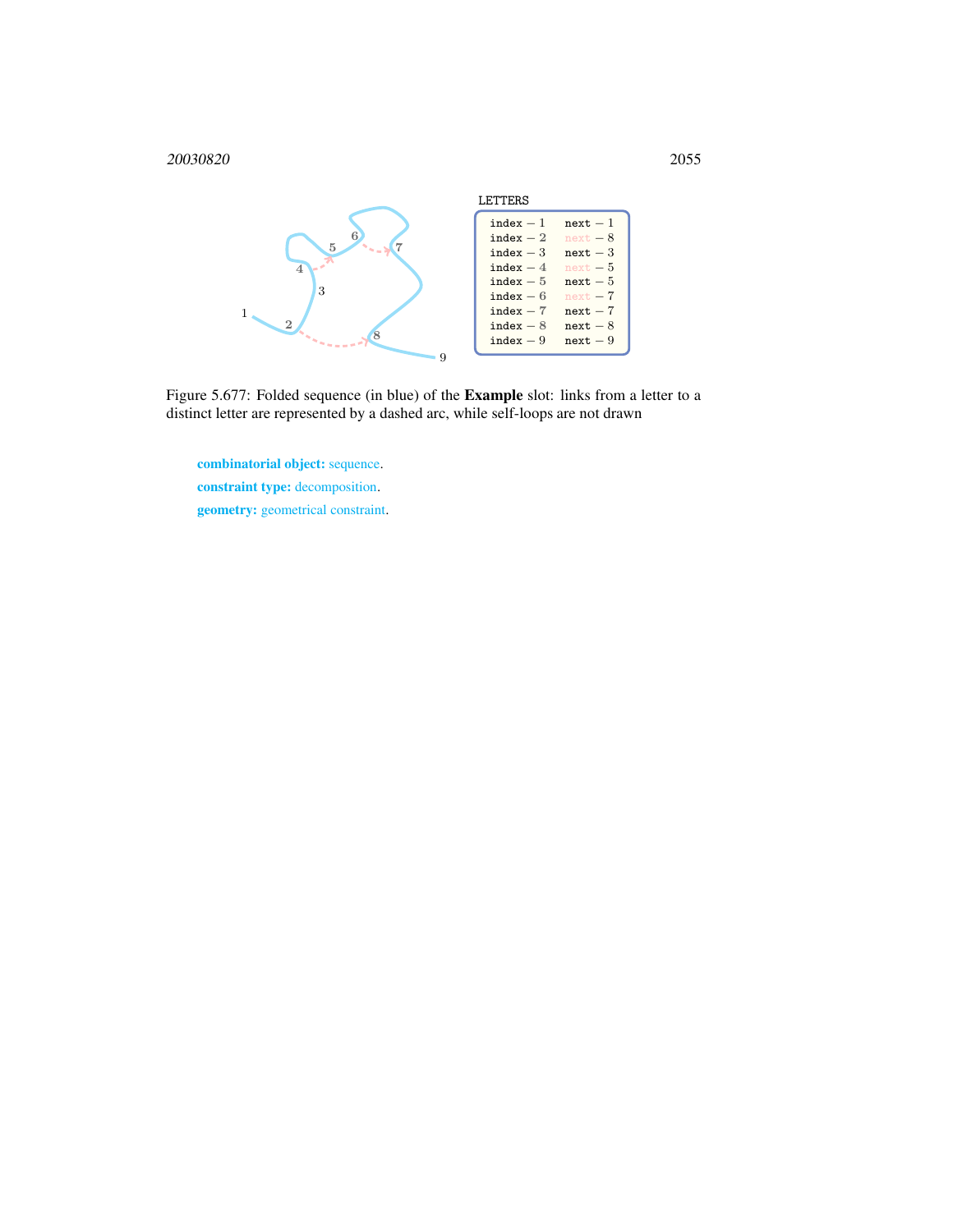LETTERS

| | |
|---|---|
| index − 1 | next − 1 |
| index − 2 | next − 8 |
| index − 3 | next − 3 |
| index − 4 | next − 5 |
| index − 5 | next − 5 |
| index − 6 | next − 7 |
| index − 7 | next − 7 |
| index − 8 | next − 8 |
| index − 9 | next − 9 |

Figure 5.677: Folded sequence (in blue) of the **Example** slot: links from a letter to a distinct letter are represented by a dashed arc, while self-loops are not drawn

**combinatorial object:** sequence.

**constraint type:** decomposition.

**geometry:** geometrical constraint.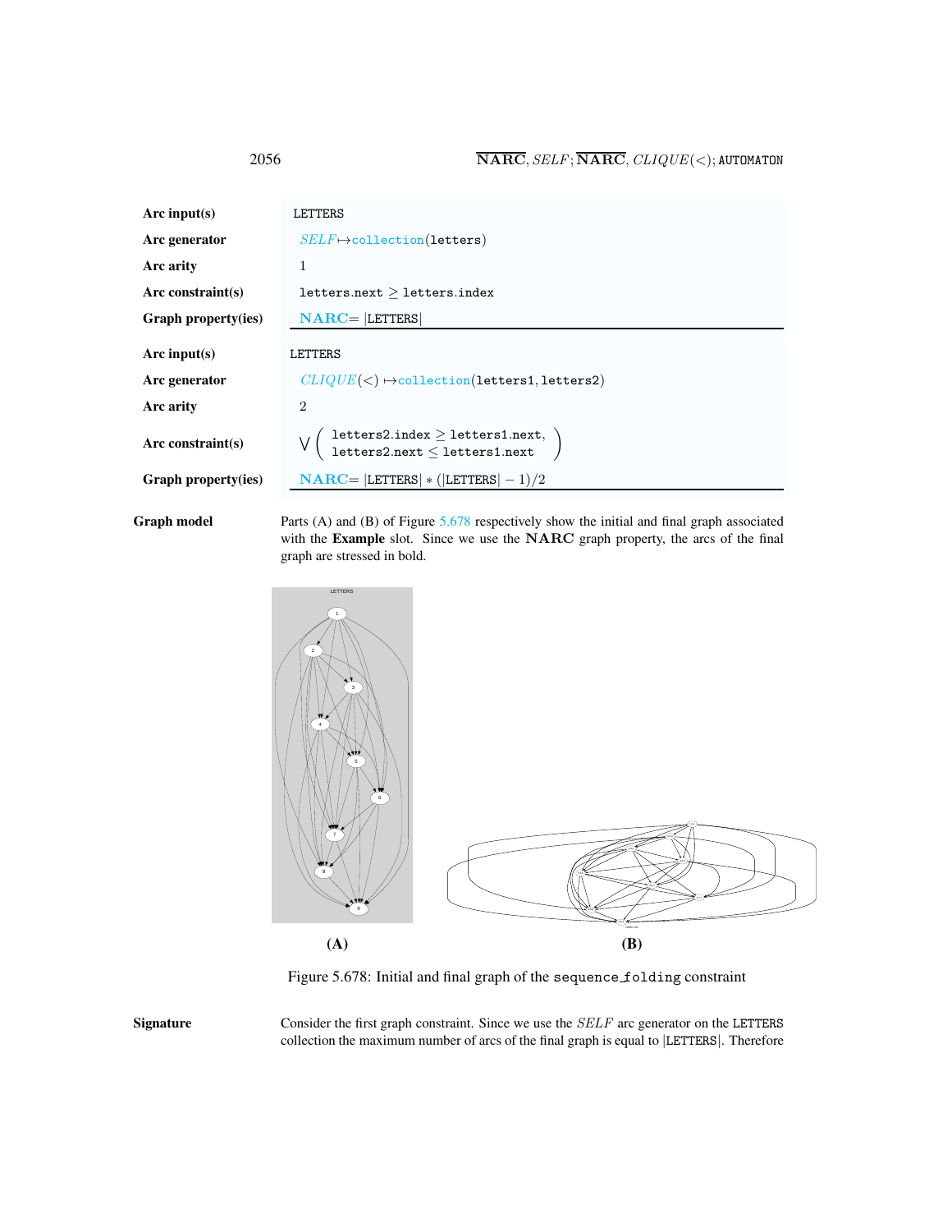| | |
|---|---|
| **Arc input(s)** | LETTERS |
| **Arc generator** | *SELF* ↦ collection(letters) |
| **Arc arity** | 1 |
| **Arc constraint(s)** | letters.next ≥ letters.index |
| **Graph property(ies)** | **NARC** = \|LETTERS\| |

| | |
|---|---|
| **Arc input(s)** | LETTERS |
| **Arc generator** | *CLIQUE*(<) ↦ collection(letters1, letters2) |
| **Arc arity** | 2 |
| **Arc constraint(s)** | $\bigvee \left( \begin{array}{l} \texttt{letters2.index} \geq \texttt{letters1.next}, \\ \texttt{letters2.next} \leq \texttt{letters1.next} \end{array} \right)$ |
| **Graph property(ies)** | **NARC** = \|LETTERS\| ∗ (\|LETTERS\| − 1)/2 |

**Graph model**

Parts (A) and (B) of Figure 5.678 respectively show the initial and final graph associated with the **Example** slot. Since we use the **NARC** graph property, the arcs of the final graph are stressed in bold.

(A)

(B)

Figure 5.678: Initial and final graph of the sequence_folding constraint

**Signature**

Consider the first graph constraint. Since we use the *SELF* arc generator on the LETTERS collection the maximum number of arcs of the final graph is equal to |LETTERS|. Therefore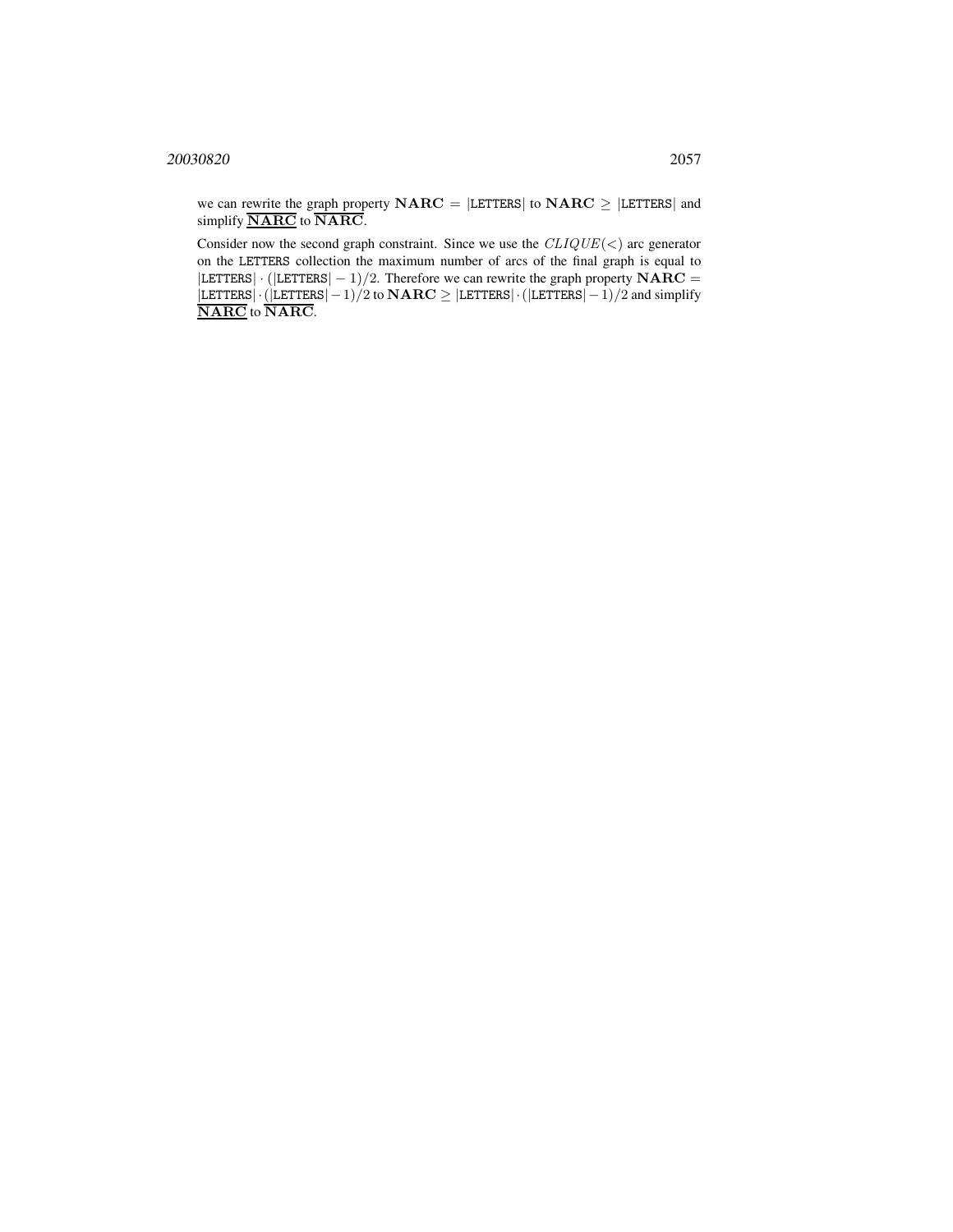we can rewrite the graph property $\mathbf{NARC} = |\text{LETTERS}|$ to $\mathbf{NARC} \geq |\text{LETTERS}|$ and simplify $\underline{\overline{\mathbf{NARC}}}$ to $\overline{\mathbf{NARC}}$.

Consider now the second graph constraint. Since we use the $CLIQUE(<)$ arc generator on the LETTERS collection the maximum number of arcs of the final graph is equal to $|\text{LETTERS}| \cdot (|\text{LETTERS}| - 1)/2$. Therefore we can rewrite the graph property $\mathbf{NARC} = |\text{LETTERS}| \cdot (|\text{LETTERS}| - 1)/2$ to $\mathbf{NARC} \geq |\text{LETTERS}| \cdot (|\text{LETTERS}| - 1)/2$ and simplify $\underline{\overline{\mathbf{NARC}}}$ to $\overline{\mathbf{NARC}}$.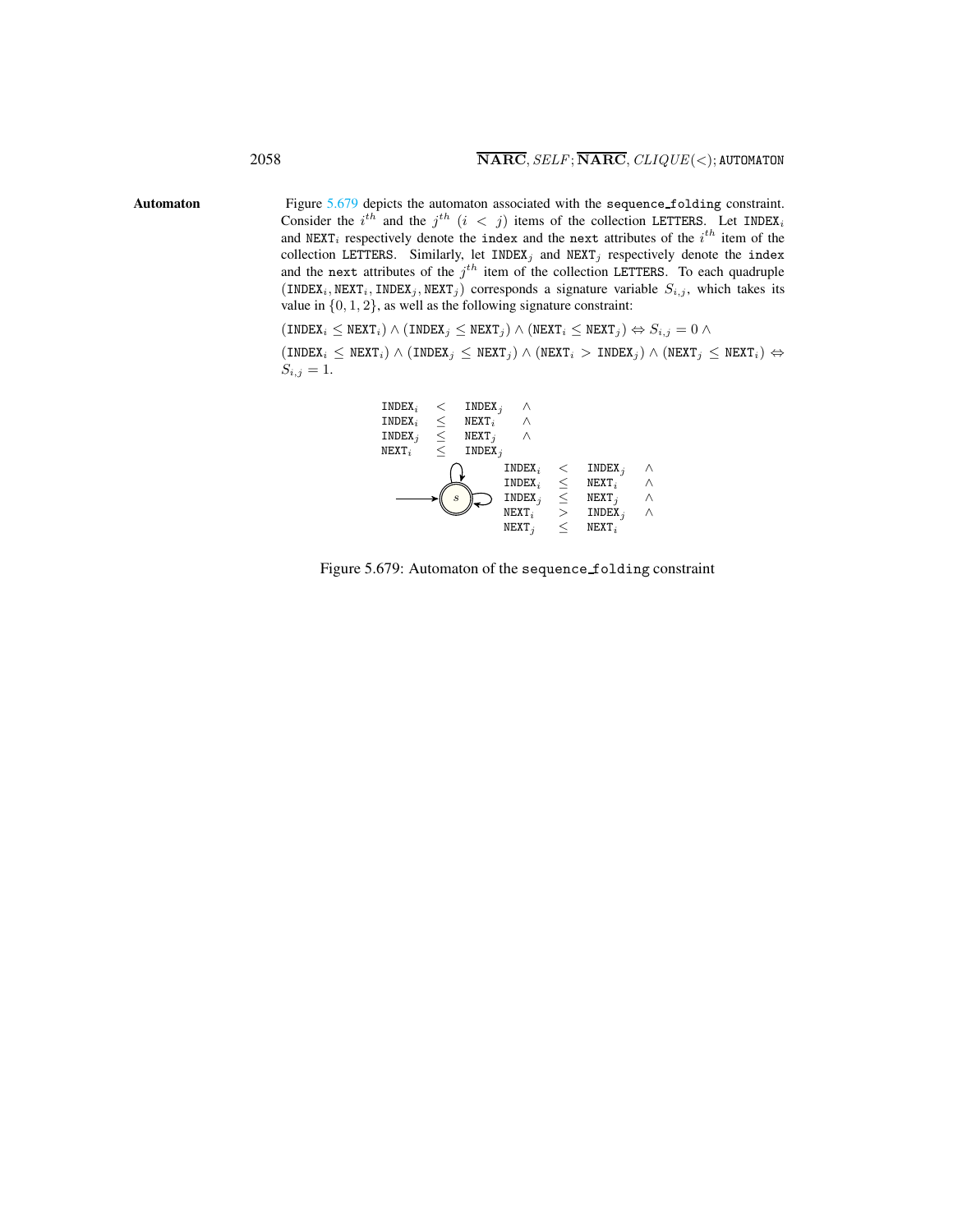**Automaton** Figure 5.679 depicts the automaton associated with the sequence_folding constraint. Consider the $i^{th}$ and the $j^{th}$ ($i < j$) items of the collection LETTERS. Let $\texttt{INDEX}_i$ and $\texttt{NEXT}_i$ respectively denote the index and the next attributes of the $i^{th}$ item of the collection LETTERS. Similarly, let $\texttt{INDEX}_j$ and $\texttt{NEXT}_j$ respectively denote the index and the next attributes of the $j^{th}$ item of the collection LETTERS. To each quadruple $(\texttt{INDEX}_i, \texttt{NEXT}_i, \texttt{INDEX}_j, \texttt{NEXT}_j)$ corresponds a signature variable $S_{i,j}$, which takes its value in $\{0, 1, 2\}$, as well as the following signature constraint:

$(\texttt{INDEX}_i \leq \texttt{NEXT}_i) \wedge (\texttt{INDEX}_j \leq \texttt{NEXT}_j) \wedge (\texttt{NEXT}_i \leq \texttt{NEXT}_j) \Leftrightarrow S_{i,j} = 0 \wedge$

$(\texttt{INDEX}_i \leq \texttt{NEXT}_i) \wedge (\texttt{INDEX}_j \leq \texttt{NEXT}_j) \wedge (\texttt{NEXT}_i > \texttt{INDEX}_j) \wedge (\texttt{NEXT}_j \leq \texttt{NEXT}_i) \Leftrightarrow S_{i,j} = 1.$

$$\begin{array}{lll} \texttt{INDEX}_i & < & \texttt{INDEX}_j \wedge \\ \texttt{INDEX}_i & \leq & \texttt{NEXT}_i \wedge \\ \texttt{INDEX}_j & \leq & \texttt{NEXT}_j \wedge \\ \texttt{NEXT}_i & \leq & \texttt{INDEX}_j \end{array}$$

$$\begin{array}{lll} \texttt{INDEX}_i & < & \texttt{INDEX}_j \wedge \\ \texttt{INDEX}_i & \leq & \texttt{NEXT}_i \wedge \\ \texttt{INDEX}_j & \leq & \texttt{NEXT}_j \wedge \\ \texttt{NEXT}_i & > & \texttt{INDEX}_j \wedge \\ \texttt{NEXT}_j & \leq & \texttt{NEXT}_i \end{array}$$

Figure 5.679: Automaton of the sequence_folding constraint